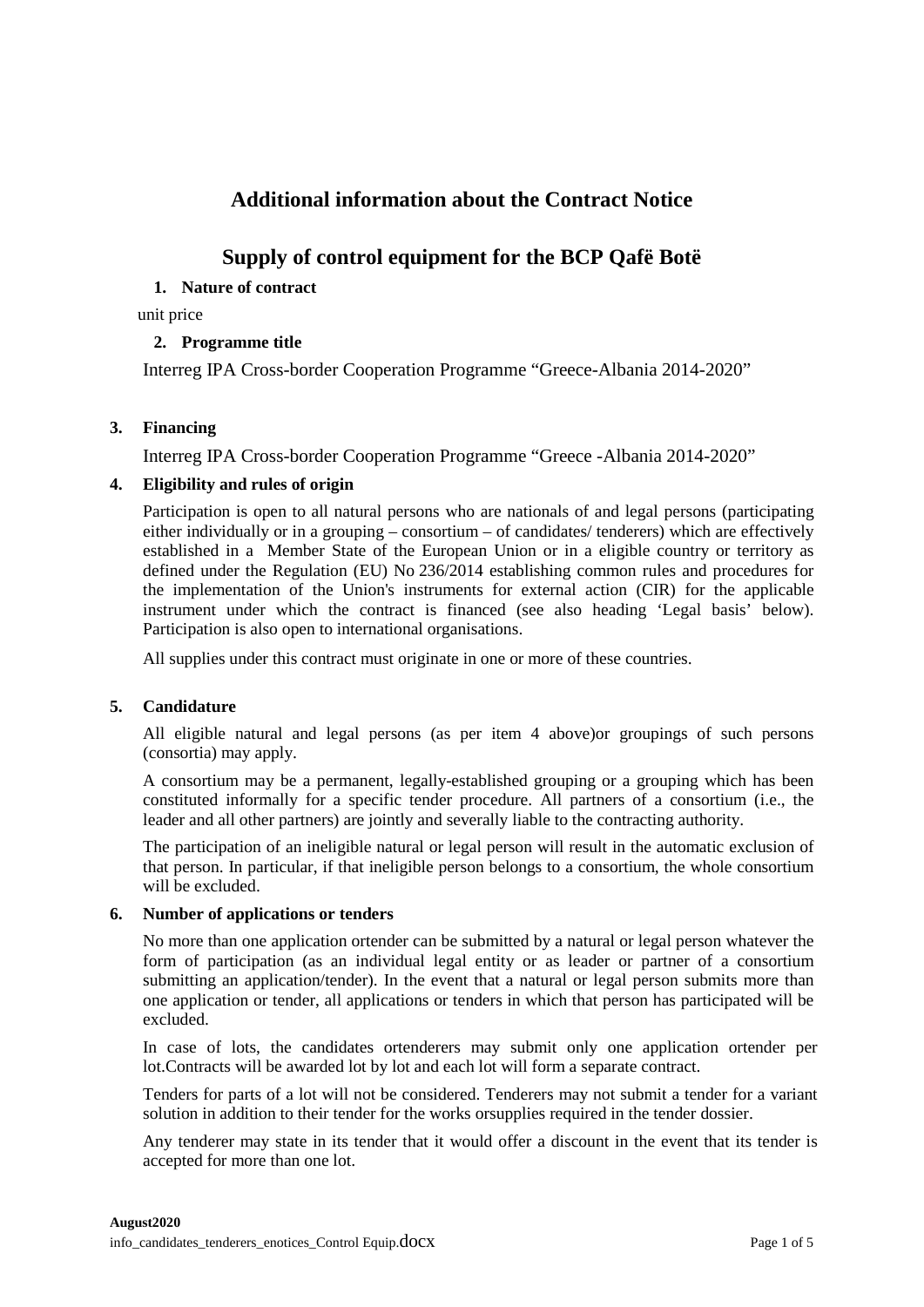# Additional information about the Contract Notice

## Supply of control equipment for the BCP Qafë Botë

### 1. Nature of contract

unit price

### 2. Programme title

Interreg IPA Cross-border Cooperation Programme "Greece-Albania 2014-2020"

### 3. Financing

Interreg IPA Cross-border Cooperation Programme "Greece -Albania 2014-2020"

### 4. Eligibility and rules of origin

Participation is open to all natural persons who are nationals of and legal persons (participating either individually or in a grouping – consortium – of candidates/ tenderers) which are effectively established in a Member State of the European Union or in a eligible country or territory as defined under the Regulation (EU) No 236/2014 establishing common rules and procedures for the implementation of the Union's instruments for external action (CIR) for the applicable instrument under which the contract is financed (see also heading 'Legal basis' below). Participation is also open to international organisations.

All supplies under this contract must originate in one or more of these countries.

### 5. Candidature

All eligible natural and legal persons (as per item 4 above)or groupings of such persons (consortia) may apply.

A consortium may be a permanent, legally-established grouping or a grouping which has been constituted informally for a specific tender procedure. All partners of a consortium (i.e., the leader and all other partners) are jointly and severally liable to the contracting authority.

The participation of an ineligible natural or legal person will result in the automatic exclusion of that person. In particular, if that ineligible person belongs to a consortium, the whole consortium will be excluded.

### 6. Number of applications or tenders

No more than one application ortender can be submitted by a natural or legal person whatever the form of participation (as an individual legal entity or as leader or partner of a consortium submitting an application/tender). In the event that a natural or legal person submits more than one application or tender, all applications or tenders in which that person has participated will be excluded.

In case of lots, the candidates ortenderers may submit only one application ortender per lot.Contracts will be awarded lot by lot and each lot will form a separate contract.

Tenders for parts of a lot will not be considered. Tenderers may not submit a tender for a variant solution in addition to their tender for the works orsupplies required in the tender dossier.

Any tenderer may state in its tender that it would offer a discount in the event that its tender is accepted for more than one lot.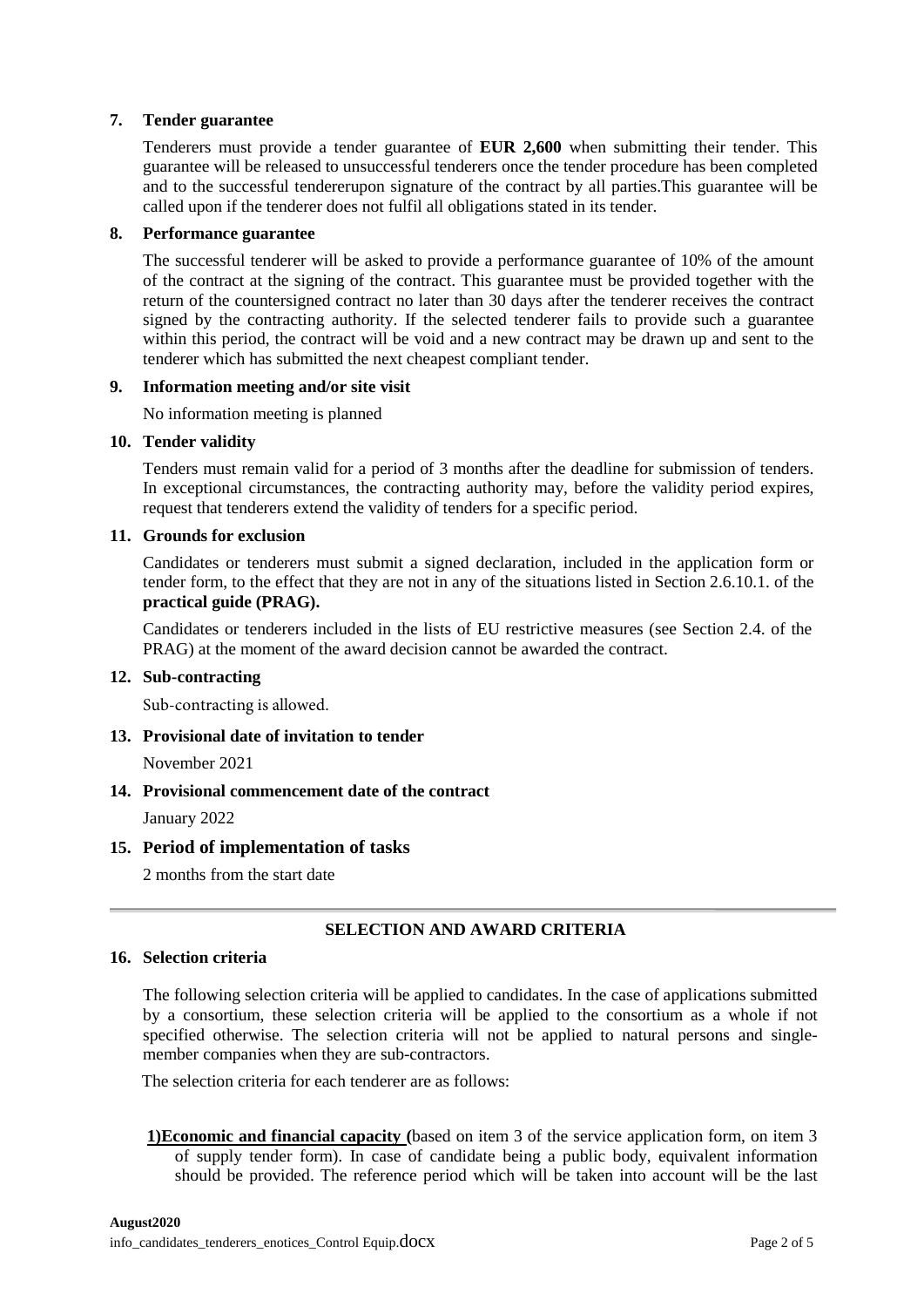## 7. Tender guarantee

Tenderers must provide a tender guarantee of **EUR 2,600** when submitting their tender. This guarantee will be released to unsuccessful tenderers once the tender procedure has been completed and to the successful tendererupon signature of the contract by all parties.This guarantee will be called upon if the tenderer does not fulfil all obligations stated in its tender.

## 8. Performance guarantee

The successful tenderer will be asked to provide a performance guarantee of 10% of the amount of the contract at the signing of the contract. This guarantee must be provided together with the return of the countersigned contract no later than 30 days after the tenderer receives the contract signed by the contracting authority. If the selected tenderer fails to provide such a guarantee within this period, the contract will be void and a new contract may be drawn up and sent to the tenderer which has submitted the next cheapest compliant tender.

## 9. Information meeting and/or site visit

No information meeting is planned

## 10. Tender validity

Tenders must remain valid for a period of 3 months after the deadline for submission of tenders. In exceptional circumstances, the contracting authority may, before the validity period expires, request that tenderers extend the validity of tenders for a specific period.

## 11. Grounds for exclusion

Candidates or tenderers must submit a signed declaration, included in the application form or tender form, to the effect that they are not in any of the situations listed in Section 2.6.10.1. of the **practical guide (PRAG).**

Candidates or tenderers included in the lists of EU restrictive measures (see Section 2.4. of the PRAG) at the moment of the award decision cannot be awarded the contract.

## 12. Sub-contracting

Sub-contracting is allowed.

## 13. Provisional date of invitation to tender

November 2021

## 14. Provisional commencement date of the contract

January 2022

## 15. Period of implementation of tasks

2 months from the start date

---

**SELECTION AND AWARD CRITERIA**

## 16. Selection criteria

The following selection criteria will be applied to candidates. In the case of applications submitted by a consortium, these selection criteria will be applied to the consortium as a whole if not specified otherwise. The selection criteria will not be applied to natural persons and single-member companies when they are sub-contractors.

The selection criteria for each tenderer are as follows:

**1)Economic and financial capacity (**based on item 3 of the service application form, on item 3 of supply tender form). In case of candidate being a public body, equivalent information should be provided. The reference period which will be taken into account will be the last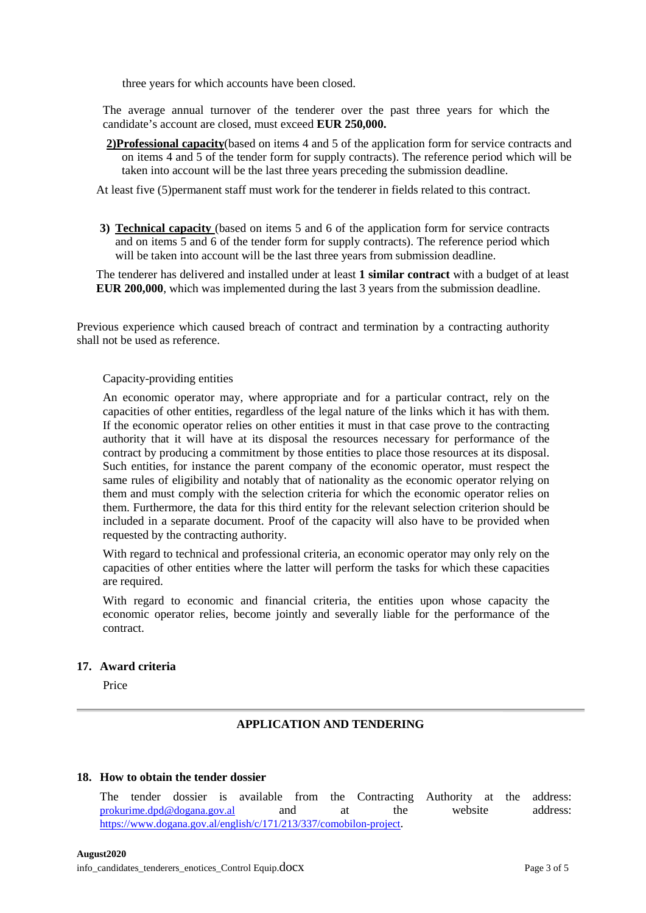three years for which accounts have been closed.

The average annual turnover of the tenderer over the past three years for which the candidate's account are closed, must exceed **EUR 250,000.**

**2)Professional capacity**(based on items 4 and 5 of the application form for service contracts and on items 4 and 5 of the tender form for supply contracts). The reference period which will be taken into account will be the last three years preceding the submission deadline.

At least five (5)permanent staff must work for the tenderer in fields related to this contract.

**3) Technical capacity** (based on items 5 and 6 of the application form for service contracts and on items 5 and 6 of the tender form for supply contracts). The reference period which will be taken into account will be the last three years from submission deadline.

The tenderer has delivered and installed under at least **1 similar contract** with a budget of at least **EUR 200,000**, which was implemented during the last 3 years from the submission deadline.

Previous experience which caused breach of contract and termination by a contracting authority shall not be used as reference.

Capacity-providing entities

An economic operator may, where appropriate and for a particular contract, rely on the capacities of other entities, regardless of the legal nature of the links which it has with them. If the economic operator relies on other entities it must in that case prove to the contracting authority that it will have at its disposal the resources necessary for performance of the contract by producing a commitment by those entities to place those resources at its disposal. Such entities, for instance the parent company of the economic operator, must respect the same rules of eligibility and notably that of nationality as the economic operator relying on them and must comply with the selection criteria for which the economic operator relies on them. Furthermore, the data for this third entity for the relevant selection criterion should be included in a separate document. Proof of the capacity will also have to be provided when requested by the contracting authority.

With regard to technical and professional criteria, an economic operator may only rely on the capacities of other entities where the latter will perform the tasks for which these capacities are required.

With regard to economic and financial criteria, the entities upon whose capacity the economic operator relies, become jointly and severally liable for the performance of the contract.

## 17. Award criteria

Price

---

## APPLICATION AND TENDERING

## 18. How to obtain the tender dossier

The tender dossier is available from the Contracting Authority at the address: prokurime.dpd@dogana.gov.al and at the website address: https://www.dogana.gov.al/english/c/171/213/337/comobilon-project.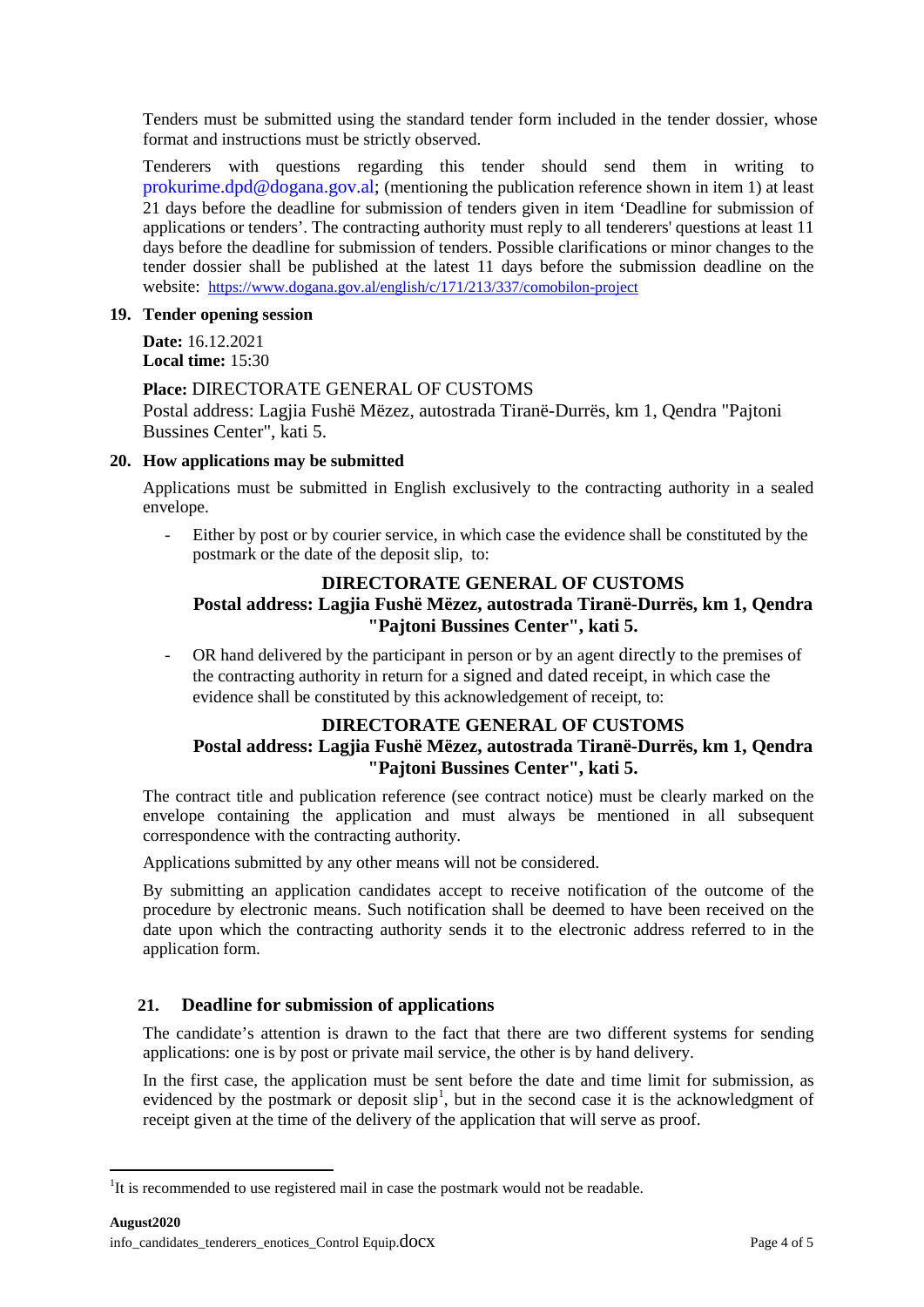Tenders must be submitted using the standard tender form included in the tender dossier, whose format and instructions must be strictly observed.

Tenderers with questions regarding this tender should send them in writing to prokurime.dpd@dogana.gov.al; (mentioning the publication reference shown in item 1) at least 21 days before the deadline for submission of tenders given in item 'Deadline for submission of applications or tenders'. The contracting authority must reply to all tenderers' questions at least 11 days before the deadline for submission of tenders. Possible clarifications or minor changes to the tender dossier shall be published at the latest 11 days before the submission deadline on the website: https://www.dogana.gov.al/english/c/171/213/337/comobilon-project

## 19. Tender opening session

**Date:** 16.12.2021
**Local time:** 15:30

**Place:** DIRECTORATE GENERAL OF CUSTOMS
Postal address: Lagjia Fushë Mëzez, autostrada Tiranë-Durrës, km 1, Qendra "Pajtoni Bussines Center", kati 5.

## 20. How applications may be submitted

Applications must be submitted in English exclusively to the contracting authority in a sealed envelope.

- Either by post or by courier service, in which case the evidence shall be constituted by the postmark or the date of the deposit slip, to:

**DIRECTORATE GENERAL OF CUSTOMS**
**Postal address: Lagjia Fushë Mëzez, autostrada Tiranë-Durrës, km 1, Qendra "Pajtoni Bussines Center", kati 5.**

- OR hand delivered by the participant in person or by an agent directly to the premises of the contracting authority in return for a signed and dated receipt, in which case the evidence shall be constituted by this acknowledgement of receipt, to:

**DIRECTORATE GENERAL OF CUSTOMS**
**Postal address: Lagjia Fushë Mëzez, autostrada Tiranë-Durrës, km 1, Qendra "Pajtoni Bussines Center", kati 5.**

The contract title and publication reference (see contract notice) must be clearly marked on the envelope containing the application and must always be mentioned in all subsequent correspondence with the contracting authority.

Applications submitted by any other means will not be considered.

By submitting an application candidates accept to receive notification of the outcome of the procedure by electronic means. Such notification shall be deemed to have been received on the date upon which the contracting authority sends it to the electronic address referred to in the application form.

## 21. Deadline for submission of applications

The candidate's attention is drawn to the fact that there are two different systems for sending applications: one is by post or private mail service, the other is by hand delivery.

In the first case, the application must be sent before the date and time limit for submission, as evidenced by the postmark or deposit slip[1], but in the second case it is the acknowledgment of receipt given at the time of the delivery of the application that will serve as proof.

[1] It is recommended to use registered mail in case the postmark would not be readable.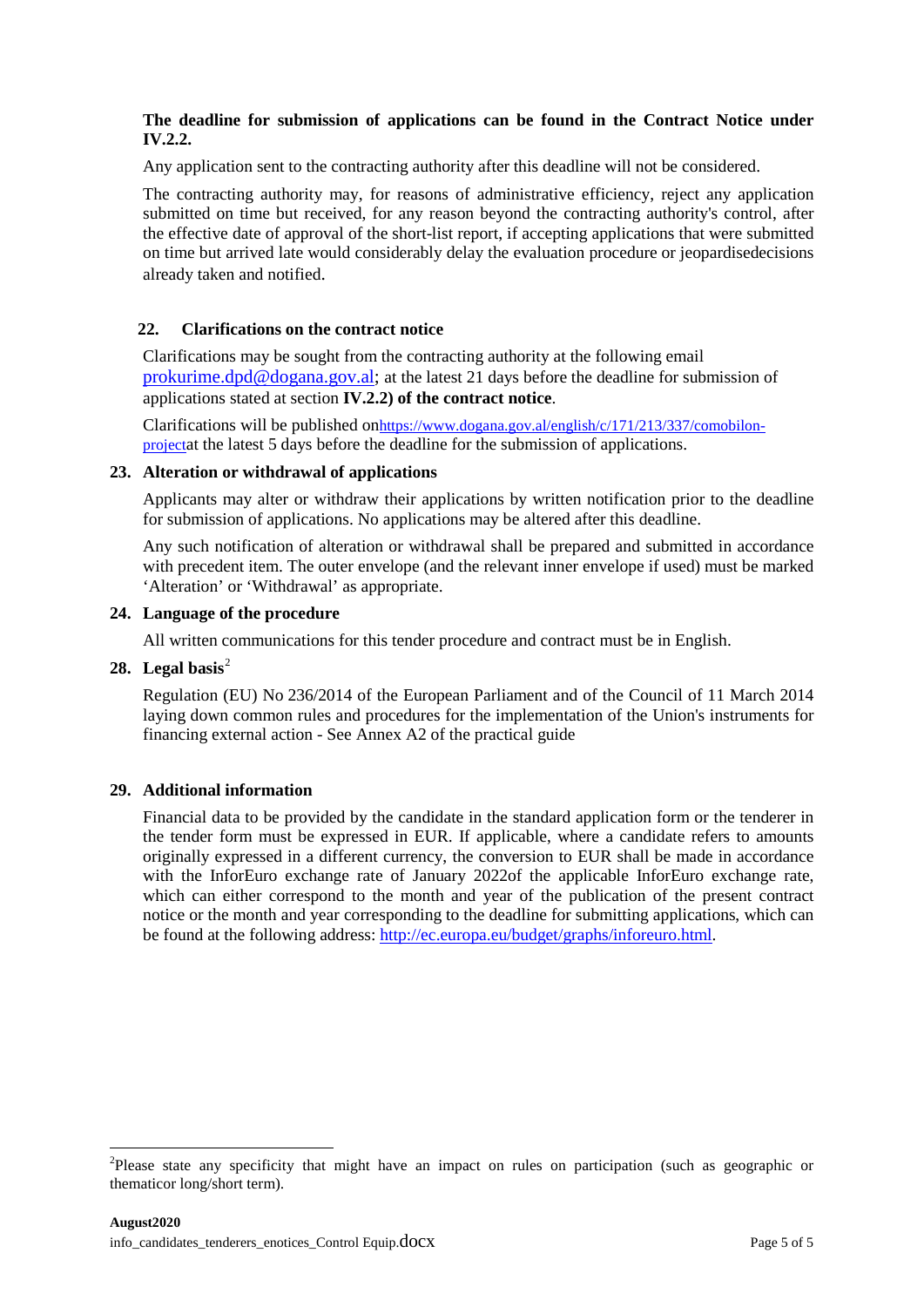**The deadline for submission of applications can be found in the Contract Notice under IV.2.2.**

Any application sent to the contracting authority after this deadline will not be considered.

The contracting authority may, for reasons of administrative efficiency, reject any application submitted on time but received, for any reason beyond the contracting authority's control, after the effective date of approval of the short-list report, if accepting applications that were submitted on time but arrived late would considerably delay the evaluation procedure or jeopardisedecisions already taken and notified.

## 22. Clarifications on the contract notice

Clarifications may be sought from the contracting authority at the following email prokurime.dpd@dogana.gov.al; at the latest 21 days before the deadline for submission of applications stated at section **IV.2.2) of the contract notice**.

Clarifications will be published onhttps://www.dogana.gov.al/english/c/171/213/337/comobilon-projectat the latest 5 days before the deadline for the submission of applications.

## 23. Alteration or withdrawal of applications

Applicants may alter or withdraw their applications by written notification prior to the deadline for submission of applications. No applications may be altered after this deadline.

Any such notification of alteration or withdrawal shall be prepared and submitted in accordance with precedent item. The outer envelope (and the relevant inner envelope if used) must be marked 'Alteration' or 'Withdrawal' as appropriate.

## 24. Language of the procedure

All written communications for this tender procedure and contract must be in English.

## 28. Legal basis[2]

Regulation (EU) No 236/2014 of the European Parliament and of the Council of 11 March 2014 laying down common rules and procedures for the implementation of the Union's instruments for financing external action - See Annex A2 of the practical guide

## 29. Additional information

Financial data to be provided by the candidate in the standard application form or the tenderer in the tender form must be expressed in EUR. If applicable, where a candidate refers to amounts originally expressed in a different currency, the conversion to EUR shall be made in accordance with the InforEuro exchange rate of January 2022of the applicable InforEuro exchange rate, which can either correspond to the month and year of the publication of the present contract notice or the month and year corresponding to the deadline for submitting applications, which can be found at the following address: http://ec.europa.eu/budget/graphs/inforeuro.html.

---

[2]Please state any specificity that might have an impact on rules on participation (such as geographic or thematicor long/short term).

**August2020**

info_candidates_tenderers_enotices_Control Equip.docx